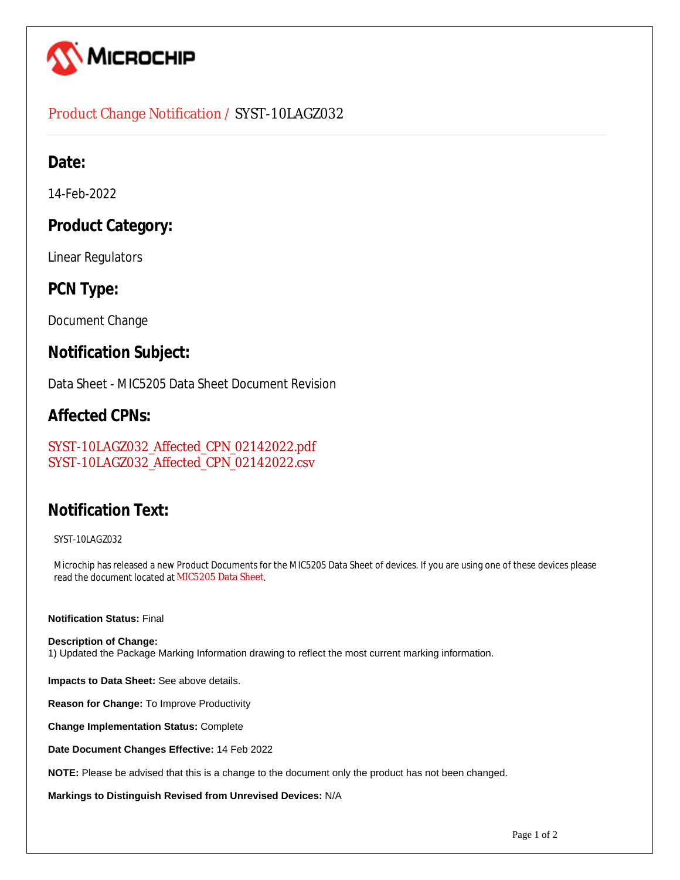# Product Change Notification / SYST-10LAGZ032

## Date:

14-Feb-2022

## Product Category:

Linear Regulators

## PCN Type:

Document Change

## Notification Subject:

Data Sheet - MIC5205 Data Sheet Document Revision

## Affected CPNs:

SYST-10LAGZ032_Affected_CPN_02142022.pdf
SYST-10LAGZ032_Affected_CPN_02142022.csv

## Notification Text:

SYST-10LAGZ032

Microchip has released a new Product Documents for the MIC5205 Data Sheet of devices. If you are using one of these devices please read the document located at MIC5205 Data Sheet.

**Notification Status:** Final

**Description of Change:**
1) Updated the Package Marking Information drawing to reflect the most current marking information.

**Impacts to Data Sheet:** See above details.

**Reason for Change:** To Improve Productivity

**Change Implementation Status:** Complete

**Date Document Changes Effective:** 14 Feb 2022

**NOTE:** Please be advised that this is a change to the document only the product has not been changed.

**Markings to Distinguish Revised from Unrevised Devices:** N/A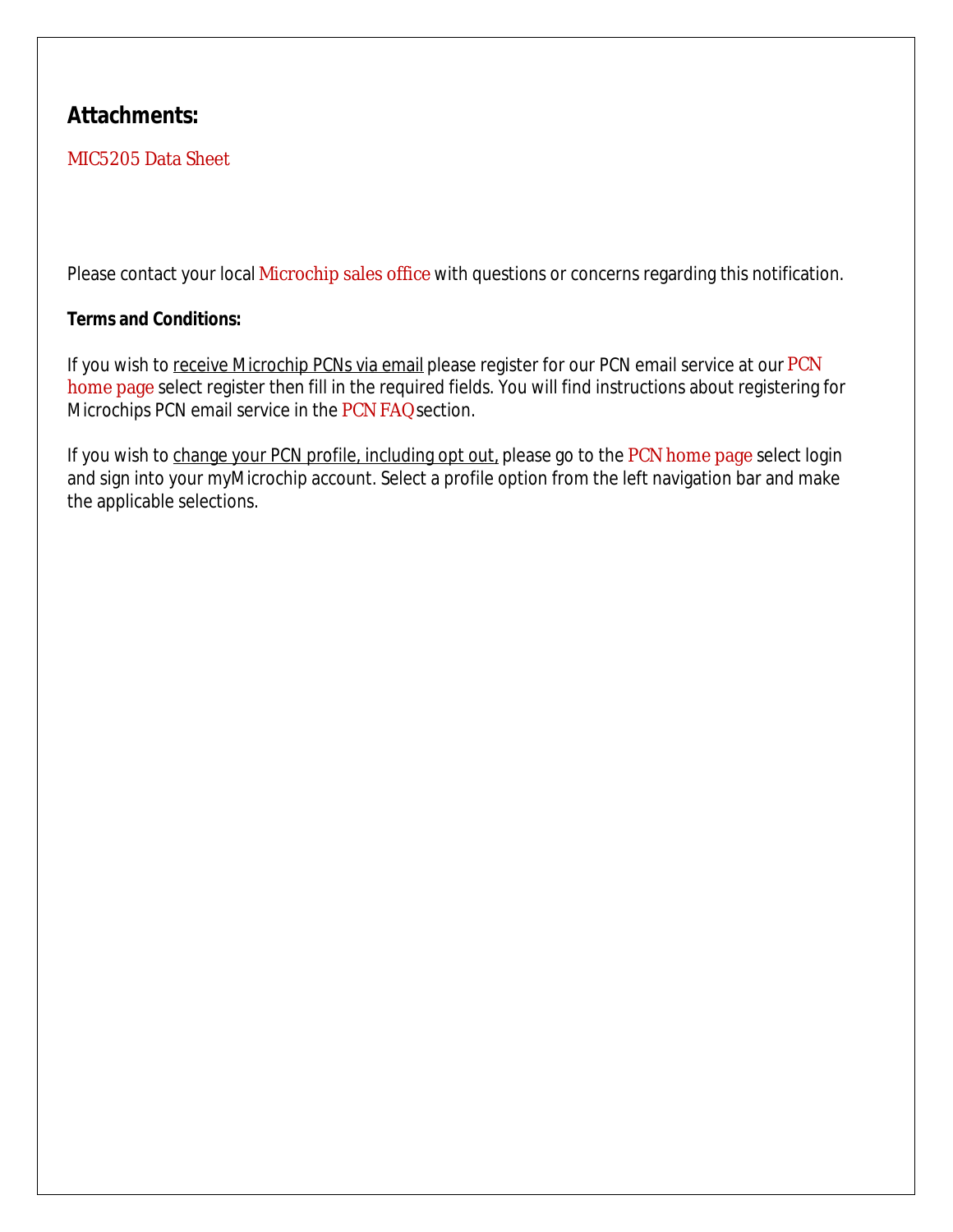## Attachments:

MIC5205 Data Sheet

Please contact your local Microchip sales office with questions or concerns regarding this notification.

**Terms and Conditions:**

If you wish to receive Microchip PCNs via email please register for our PCN email service at our PCN home page select register then fill in the required fields. You will find instructions about registering for Microchips PCN email service in the PCN FAQ section.

If you wish to change your PCN profile, including opt out, please go to the PCN home page select login and sign into your myMicrochip account. Select a profile option from the left navigation bar and make the applicable selections.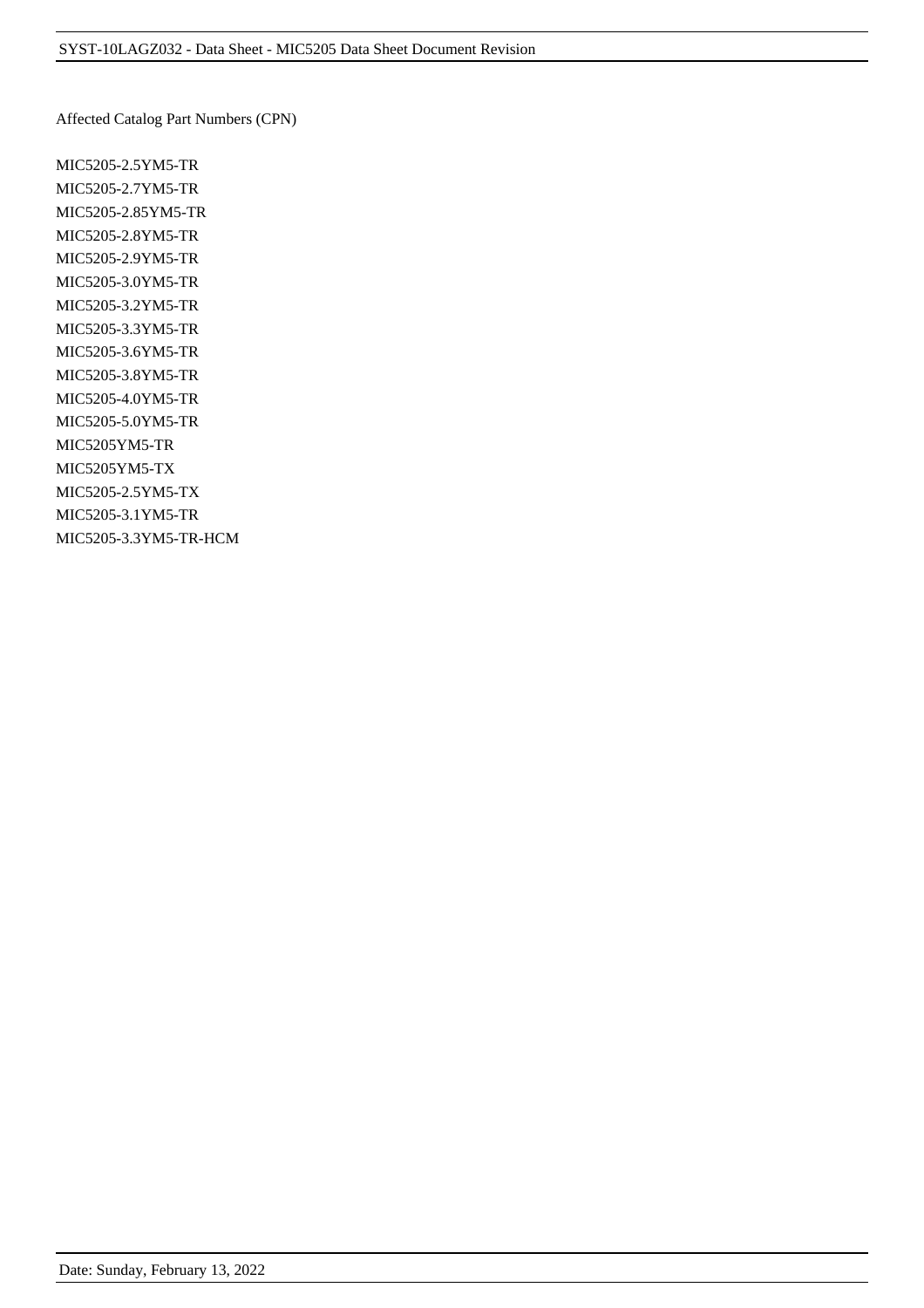Affected Catalog Part Numbers (CPN)

MIC5205-2.5YM5-TR
MIC5205-2.7YM5-TR
MIC5205-2.85YM5-TR
MIC5205-2.8YM5-TR
MIC5205-2.9YM5-TR
MIC5205-3.0YM5-TR
MIC5205-3.2YM5-TR
MIC5205-3.3YM5-TR
MIC5205-3.6YM5-TR
MIC5205-3.8YM5-TR
MIC5205-4.0YM5-TR
MIC5205-5.0YM5-TR
MIC5205YM5-TR
MIC5205YM5-TX
MIC5205-2.5YM5-TX
MIC5205-3.1YM5-TR
MIC5205-3.3YM5-TR-HCM